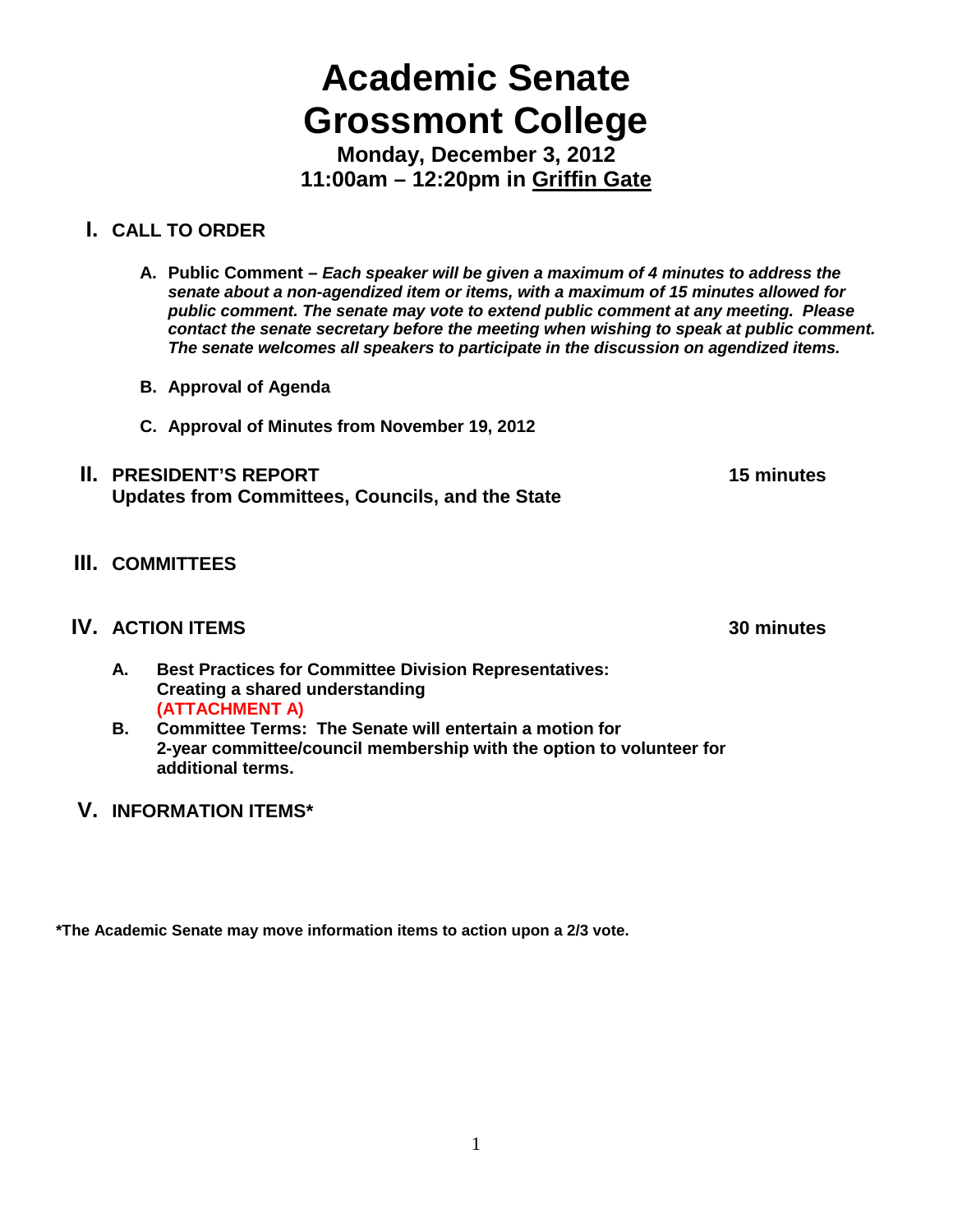# Academic Senate
# Grossmont College

**Monday, December 3, 2012**
**11:00am – 12:20pm in Griffin Gate**

## I. CALL TO ORDER

**A. Public Comment –** ***Each speaker will be given a maximum of 4 minutes to address the senate about a non-agendized item or items, with a maximum of 15 minutes allowed for public comment. The senate may vote to extend public comment at any meeting. Please contact the senate secretary before the meeting when wishing to speak at public comment. The senate welcomes all speakers to participate in the discussion on agendized items.***

**B. Approval of Agenda**

**C. Approval of Minutes from November 19, 2012**

## II. PRESIDENT'S REPORT — 15 minutes

**Updates from Committees, Councils, and the State**

## III. COMMITTEES

## IV. ACTION ITEMS — 30 minutes

**A. Best Practices for Committee Division Representatives: Creating a shared understanding**
**(ATTACHMENT A)**

**B. Committee Terms: The Senate will entertain a motion for 2-year committee/council membership with the option to volunteer for additional terms.**

## V. INFORMATION ITEMS*

**\*The Academic Senate may move information items to action upon a 2/3 vote.**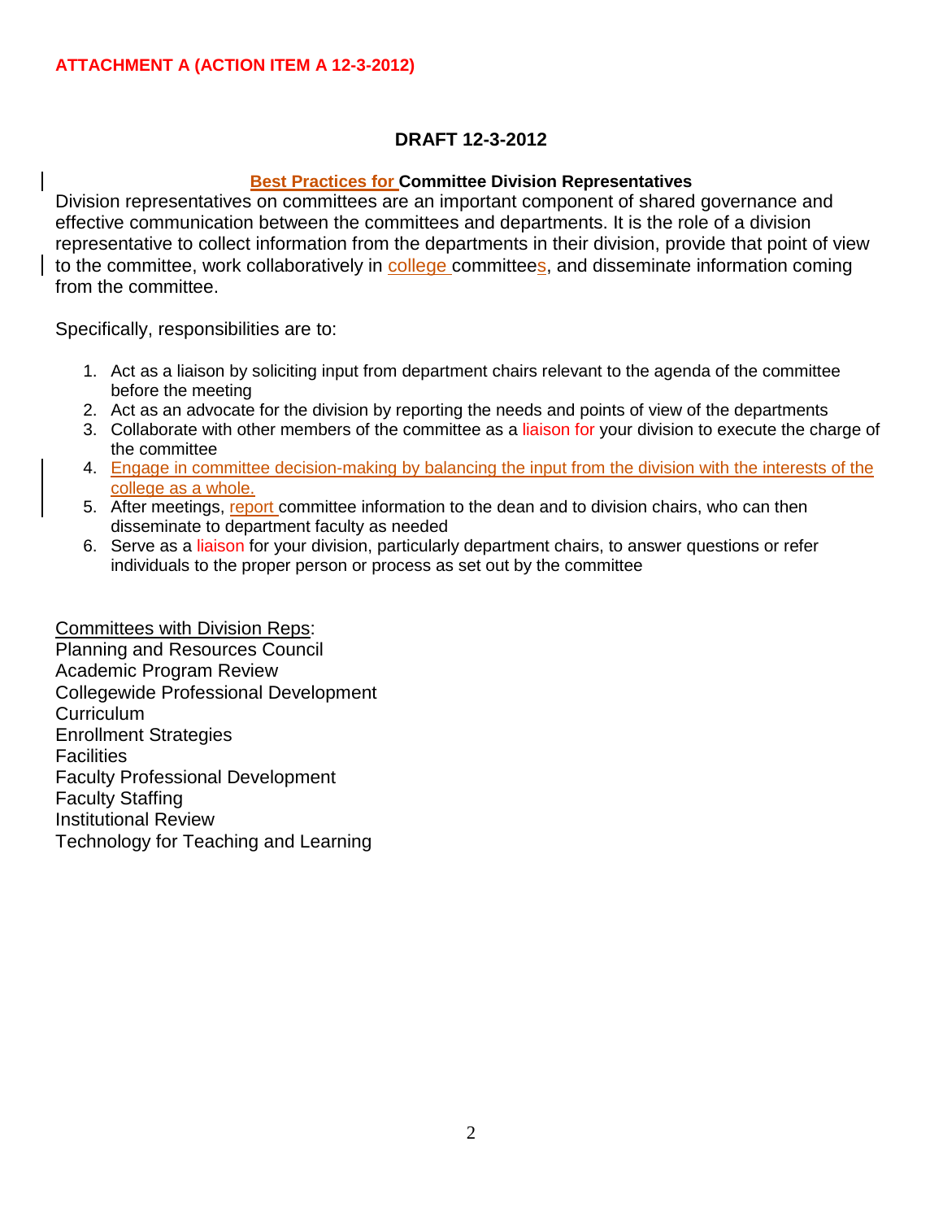**ATTACHMENT A (ACTION ITEM A 12-3-2012)**

**DRAFT 12-3-2012**

## Best Practices for Committee Division Representatives

Division representatives on committees are an important component of shared governance and effective communication between the committees and departments. It is the role of a division representative to collect information from the departments in their division, provide that point of view to the committee, work collaboratively in college committees, and disseminate information coming from the committee.

Specifically, responsibilities are to:

1. Act as a liaison by soliciting input from department chairs relevant to the agenda of the committee before the meeting
2. Act as an advocate for the division by reporting the needs and points of view of the departments
3. Collaborate with other members of the committee as a liaison for your division to execute the charge of the committee
4. Engage in committee decision-making by balancing the input from the division with the interests of the college as a whole.
5. After meetings, report committee information to the dean and to division chairs, who can then disseminate to department faculty as needed
6. Serve as a liaison for your division, particularly department chairs, to answer questions or refer individuals to the proper person or process as set out by the committee

Committees with Division Reps:
Planning and Resources Council
Academic Program Review
Collegewide Professional Development
Curriculum
Enrollment Strategies
Facilities
Faculty Professional Development
Faculty Staffing
Institutional Review
Technology for Teaching and Learning